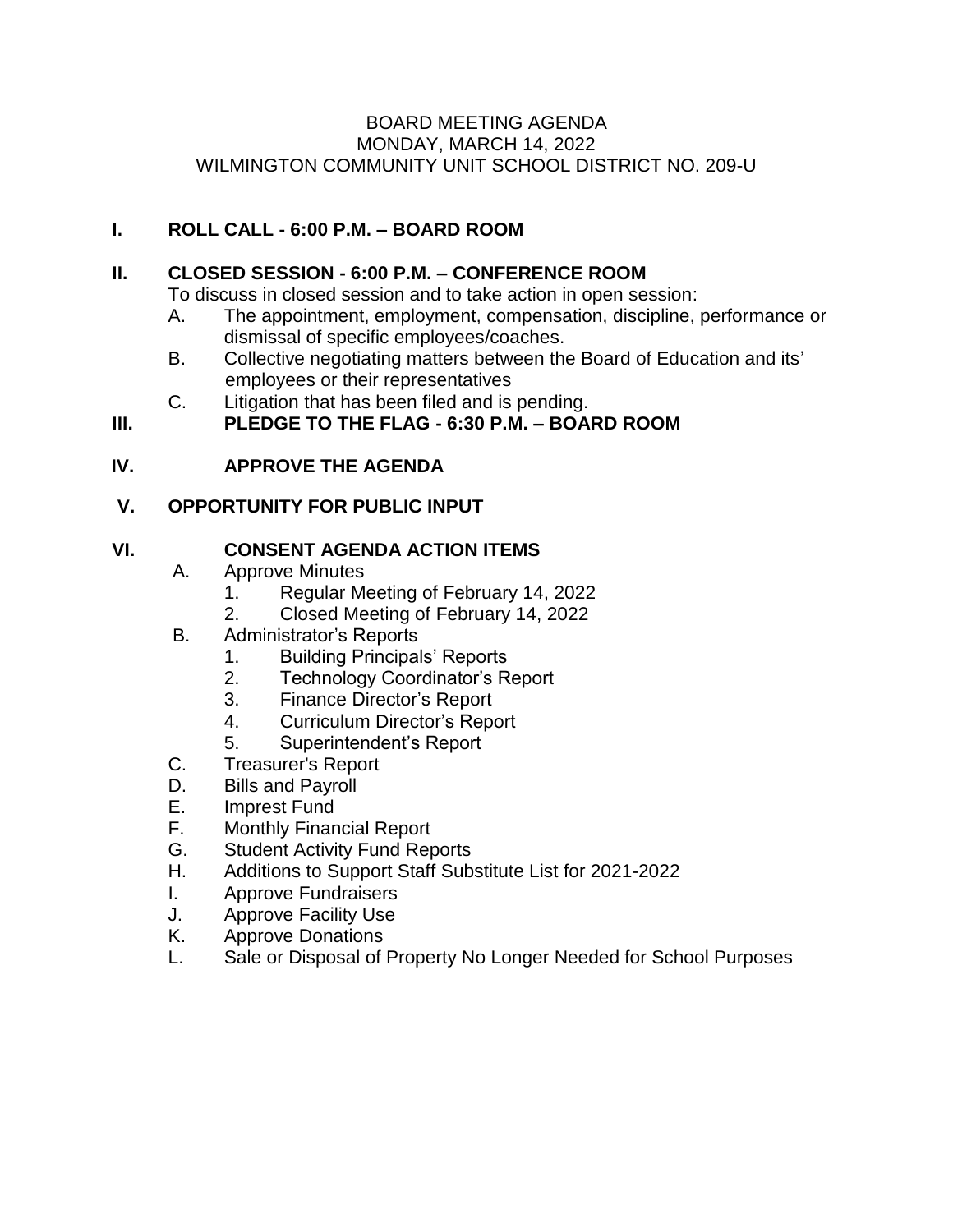# BOARD MEETING AGENDA
## MONDAY, MARCH 14, 2022
## WILMINGTON COMMUNITY UNIT SCHOOL DISTRICT NO. 209-U

**I. ROLL CALL - 6:00 P.M. – BOARD ROOM**

**II. CLOSED SESSION - 6:00 P.M. – CONFERENCE ROOM**

To discuss in closed session and to take action in open session:

A. The appointment, employment, compensation, discipline, performance or dismissal of specific employees/coaches.

B. Collective negotiating matters between the Board of Education and its' employees or their representatives

C. Litigation that has been filed and is pending.

**III. PLEDGE TO THE FLAG - 6:30 P.M. – BOARD ROOM**

**IV. APPROVE THE AGENDA**

**V. OPPORTUNITY FOR PUBLIC INPUT**

**VI. CONSENT AGENDA ACTION ITEMS**

A. Approve Minutes
   1. Regular Meeting of February 14, 2022
   2. Closed Meeting of February 14, 2022

B. Administrator's Reports
   1. Building Principals' Reports
   2. Technology Coordinator's Report
   3. Finance Director's Report
   4. Curriculum Director's Report
   5. Superintendent's Report

C. Treasurer's Report

D. Bills and Payroll

E. Imprest Fund

F. Monthly Financial Report

G. Student Activity Fund Reports

H. Additions to Support Staff Substitute List for 2021-2022

I. Approve Fundraisers

J. Approve Facility Use

K. Approve Donations

L. Sale or Disposal of Property No Longer Needed for School Purposes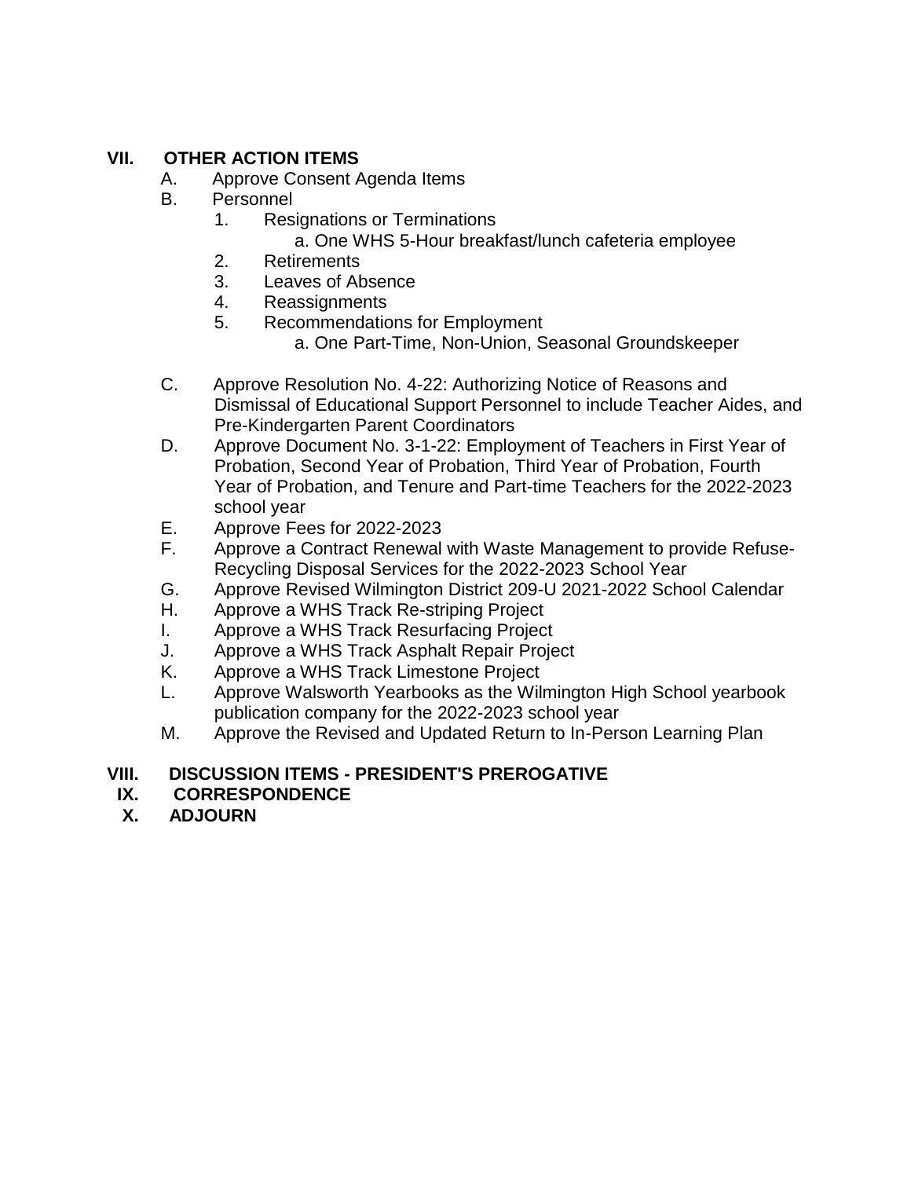## VII. OTHER ACTION ITEMS

A. Approve Consent Agenda Items

B. Personnel

1. Resignations or Terminations
   a. One WHS 5-Hour breakfast/lunch cafeteria employee
2. Retirements
3. Leaves of Absence
4. Reassignments
5. Recommendations for Employment
   a. One Part-Time, Non-Union, Seasonal Groundskeeper

C. Approve Resolution No. 4-22: Authorizing Notice of Reasons and Dismissal of Educational Support Personnel to include Teacher Aides, and Pre-Kindergarten Parent Coordinators

D. Approve Document No. 3-1-22: Employment of Teachers in First Year of Probation, Second Year of Probation, Third Year of Probation, Fourth Year of Probation, and Tenure and Part-time Teachers for the 2022-2023 school year

E. Approve Fees for 2022-2023

F. Approve a Contract Renewal with Waste Management to provide Refuse-Recycling Disposal Services for the 2022-2023 School Year

G. Approve Revised Wilmington District 209-U 2021-2022 School Calendar

H. Approve a WHS Track Re-striping Project

I. Approve a WHS Track Resurfacing Project

J. Approve a WHS Track Asphalt Repair Project

K. Approve a WHS Track Limestone Project

L. Approve Walsworth Yearbooks as the Wilmington High School yearbook publication company for the 2022-2023 school year

M. Approve the Revised and Updated Return to In-Person Learning Plan

## VIII. DISCUSSION ITEMS - PRESIDENT'S PREROGATIVE

## IX. CORRESPONDENCE

## X. ADJOURN